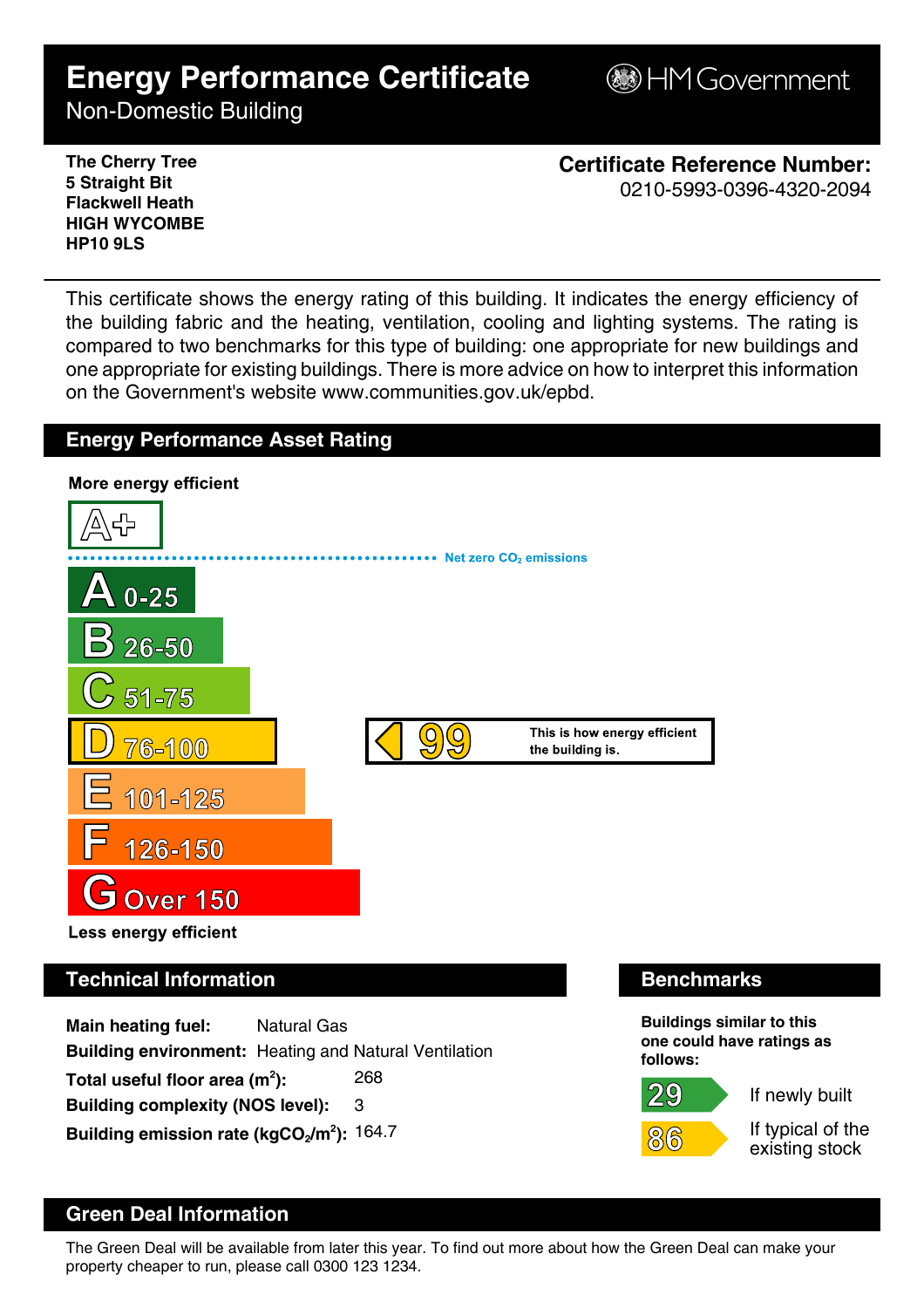# Energy Performance Certificate

Non-Domestic Building

HM Government

**The Cherry Tree**
**5 Straight Bit**
**Flackwell Heath**
**HIGH WYCOMBE**
**HP10 9LS**

**Certificate Reference Number:**
0210-5993-0396-4320-2094

This certificate shows the energy rating of this building. It indicates the energy efficiency of the building fabric and the heating, ventilation, cooling and lighting systems. The rating is compared to two benchmarks for this type of building: one appropriate for new buildings and one appropriate for existing buildings. There is more advice on how to interpret this information on the Government's website www.communities.gov.uk/epbd.

## Energy Performance Asset Rating

**More energy efficient**

A+

Net zero $CO_2$ emissions

A 0-25

B 26-50

C 51-75

D 76-100

E 101-125

F 126-150

G Over 150

**Less energy efficient**

**99** — This is how energy efficient the building is.

## Technical Information

**Main heating fuel:** Natural Gas

**Building environment:** Heating and Natural Ventilation

**Total useful floor area ($m^2$):** 268

**Building complexity (NOS level):** 3

**Building emission rate ($kgCO_2/m^2$):** 164.7

## Benchmarks

**Buildings similar to this one could have ratings as follows:**

29 — If newly built

86 — If typical of the existing stock

## Green Deal Information

The Green Deal will be available from later this year. To find out more about how the Green Deal can make your property cheaper to run, please call 0300 123 1234.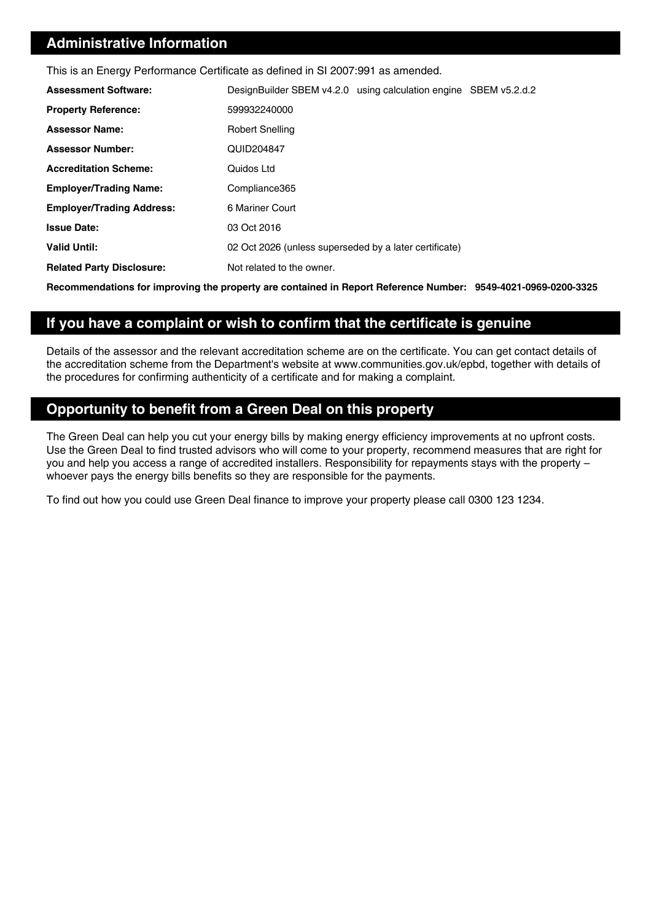## Administrative Information

This is an Energy Performance Certificate as defined in SI 2007:991 as amended.

| | |
|---|---|
| **Assessment Software:** | DesignBuilder SBEM v4.2.0 using calculation engine SBEM v5.2.d.2 |
| **Property Reference:** | 599932240000 |
| **Assessor Name:** | Robert Snelling |
| **Assessor Number:** | QUID204847 |
| **Accreditation Scheme:** | Quidos Ltd |
| **Employer/Trading Name:** | Compliance365 |
| **Employer/Trading Address:** | 6 Mariner Court |
| **Issue Date:** | 03 Oct 2016 |
| **Valid Until:** | 02 Oct 2026 (unless superseded by a later certificate) |
| **Related Party Disclosure:** | Not related to the owner. |

**Recommendations for improving the property are contained in Report Reference Number: 9549-4021-0969-0200-3325**

## If you have a complaint or wish to confirm that the certificate is genuine

Details of the assessor and the relevant accreditation scheme are on the certificate. You can get contact details of the accreditation scheme from the Department's website at www.communities.gov.uk/epbd, together with details of the procedures for confirming authenticity of a certificate and for making a complaint.

## Opportunity to benefit from a Green Deal on this property

The Green Deal can help you cut your energy bills by making energy efficiency improvements at no upfront costs. Use the Green Deal to find trusted advisors who will come to your property, recommend measures that are right for you and help you access a range of accredited installers. Responsibility for repayments stays with the property – whoever pays the energy bills benefits so they are responsible for the payments.

To find out how you could use Green Deal finance to improve your property please call 0300 123 1234.